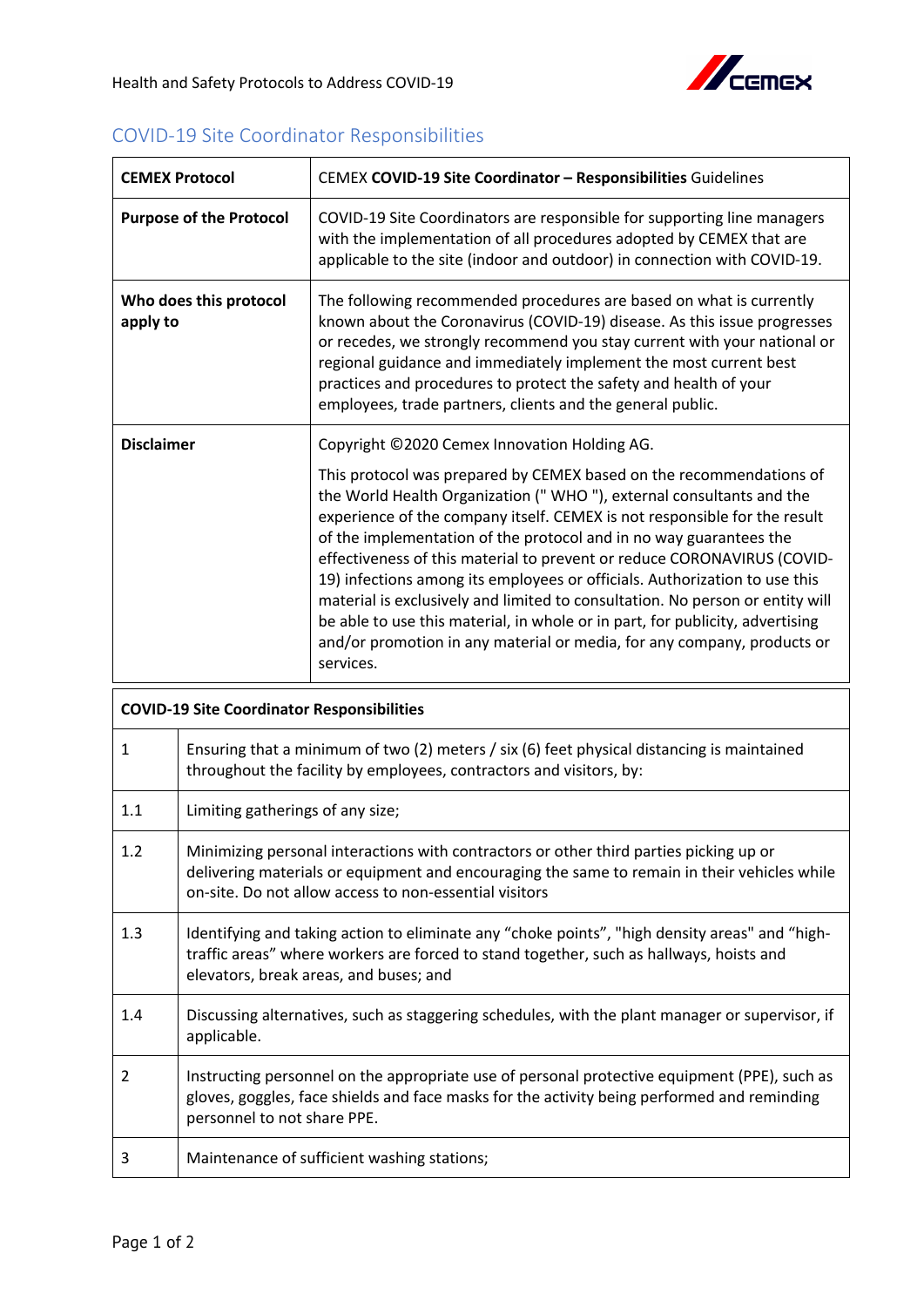## COVID-19 Site Coordinator Responsibilities

| **CEMEX Protocol** | CEMEX **COVID-19 Site Coordinator – Responsibilities** Guidelines |
|---|---|
| **Purpose of the Protocol** | COVID-19 Site Coordinators are responsible for supporting line managers with the implementation of all procedures adopted by CEMEX that are applicable to the site (indoor and outdoor) in connection with COVID-19. |
| **Who does this protocol apply to** | The following recommended procedures are based on what is currently known about the Coronavirus (COVID-19) disease. As this issue progresses or recedes, we strongly recommend you stay current with your national or regional guidance and immediately implement the most current best practices and procedures to protect the safety and health of your employees, trade partners, clients and the general public. |
| **Disclaimer** | Copyright ©2020 Cemex Innovation Holding AG.<br><br>This protocol was prepared by CEMEX based on the recommendations of the World Health Organization (" WHO "), external consultants and the experience of the company itself. CEMEX is not responsible for the result of the implementation of the protocol and in no way guarantees the effectiveness of this material to prevent or reduce CORONAVIRUS (COVID-19) infections among its employees or officials. Authorization to use this material is exclusively and limited to consultation. No person or entity will be able to use this material, in whole or in part, for publicity, advertising and/or promotion in any material or media, for any company, products or services. |

| **COVID-19 Site Coordinator Responsibilities** | |
|---|---|
| 1 | Ensuring that a minimum of two (2) meters / six (6) feet physical distancing is maintained throughout the facility by employees, contractors and visitors, by: |
| 1.1 | Limiting gatherings of any size; |
| 1.2 | Minimizing personal interactions with contractors or other third parties picking up or delivering materials or equipment and encouraging the same to remain in their vehicles while on-site. Do not allow access to non-essential visitors |
| 1.3 | Identifying and taking action to eliminate any "choke points", "high density areas" and "high-traffic areas" where workers are forced to stand together, such as hallways, hoists and elevators, break areas, and buses; and |
| 1.4 | Discussing alternatives, such as staggering schedules, with the plant manager or supervisor, if applicable. |
| 2 | Instructing personnel on the appropriate use of personal protective equipment (PPE), such as gloves, goggles, face shields and face masks for the activity being performed and reminding personnel to not share PPE. |
| 3 | Maintenance of sufficient washing stations; |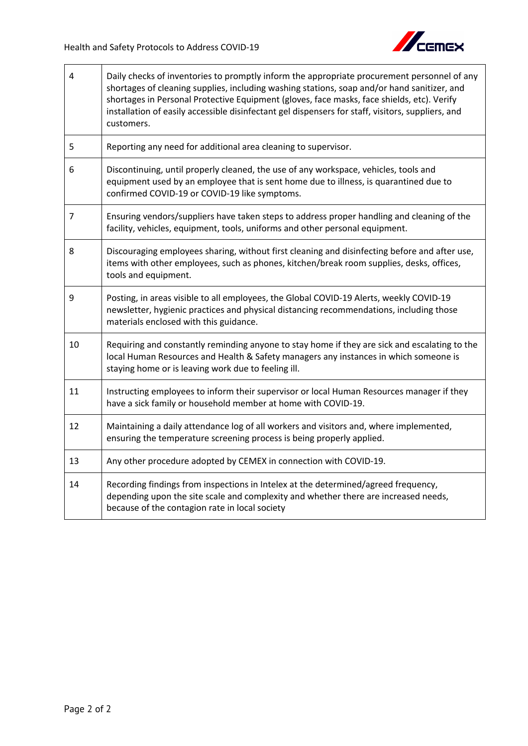| | |
|---|---|
| 4 | Daily checks of inventories to promptly inform the appropriate procurement personnel of any shortages of cleaning supplies, including washing stations, soap and/or hand sanitizer, and shortages in Personal Protective Equipment (gloves, face masks, face shields, etc). Verify installation of easily accessible disinfectant gel dispensers for staff, visitors, suppliers, and customers. |
| 5 | Reporting any need for additional area cleaning to supervisor. |
| 6 | Discontinuing, until properly cleaned, the use of any workspace, vehicles, tools and equipment used by an employee that is sent home due to illness, is quarantined due to confirmed COVID-19 or COVID-19 like symptoms. |
| 7 | Ensuring vendors/suppliers have taken steps to address proper handling and cleaning of the facility, vehicles, equipment, tools, uniforms and other personal equipment. |
| 8 | Discouraging employees sharing, without first cleaning and disinfecting before and after use, items with other employees, such as phones, kitchen/break room supplies, desks, offices, tools and equipment. |
| 9 | Posting, in areas visible to all employees, the Global COVID-19 Alerts, weekly COVID-19 newsletter, hygienic practices and physical distancing recommendations, including those materials enclosed with this guidance. |
| 10 | Requiring and constantly reminding anyone to stay home if they are sick and escalating to the local Human Resources and Health & Safety managers any instances in which someone is staying home or is leaving work due to feeling ill. |
| 11 | Instructing employees to inform their supervisor or local Human Resources manager if they have a sick family or household member at home with COVID-19. |
| 12 | Maintaining a daily attendance log of all workers and visitors and, where implemented, ensuring the temperature screening process is being properly applied. |
| 13 | Any other procedure adopted by CEMEX in connection with COVID-19. |
| 14 | Recording findings from inspections in Intelex at the determined/agreed frequency, depending upon the site scale and complexity and whether there are increased needs, because of the contagion rate in local society |